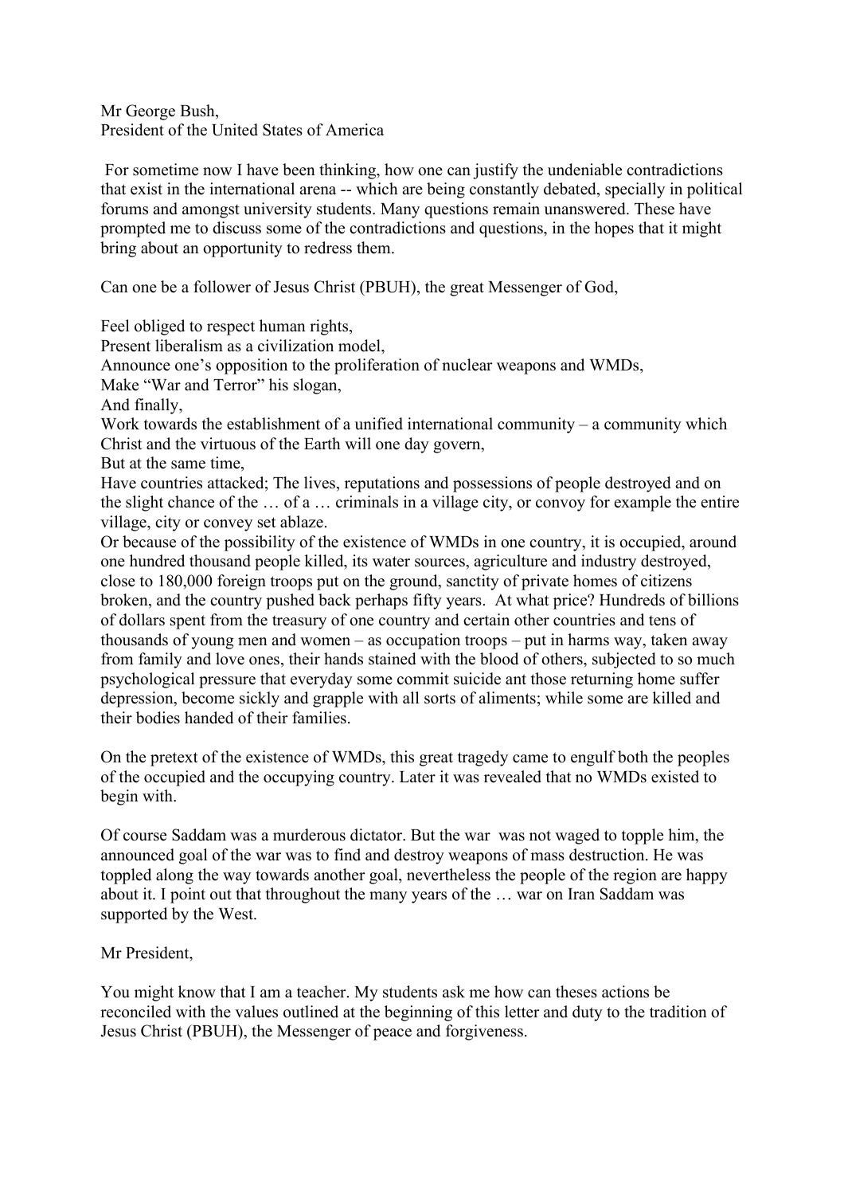Mr George Bush,
President of the United States of America

For sometime now I have been thinking, how one can justify the undeniable contradictions that exist in the international arena -- which are being constantly debated, specially in political forums and amongst university students. Many questions remain unanswered. These have prompted me to discuss some of the contradictions and questions, in the hopes that it might bring about an opportunity to redress them.

Can one be a follower of Jesus Christ (PBUH), the great Messenger of God,

Feel obliged to respect human rights,
Present liberalism as a civilization model,
Announce one's opposition to the proliferation of nuclear weapons and WMDs,
Make "War and Terror" his slogan,
And finally,
Work towards the establishment of a unified international community – a community which Christ and the virtuous of the Earth will one day govern,
But at the same time,
Have countries attacked; The lives, reputations and possessions of people destroyed and on the slight chance of the … of a … criminals in a village city, or convoy for example the entire village, city or convey set ablaze.
Or because of the possibility of the existence of WMDs in one country, it is occupied, around one hundred thousand people killed, its water sources, agriculture and industry destroyed, close to 180,000 foreign troops put on the ground, sanctity of private homes of citizens broken, and the country pushed back perhaps fifty years. At what price? Hundreds of billions of dollars spent from the treasury of one country and certain other countries and tens of thousands of young men and women – as occupation troops – put in harms way, taken away from family and love ones, their hands stained with the blood of others, subjected to so much psychological pressure that everyday some commit suicide ant those returning home suffer depression, become sickly and grapple with all sorts of aliments; while some are killed and their bodies handed of their families.

On the pretext of the existence of WMDs, this great tragedy came to engulf both the peoples of the occupied and the occupying country. Later it was revealed that no WMDs existed to begin with.

Of course Saddam was a murderous dictator. But the war was not waged to topple him, the announced goal of the war was to find and destroy weapons of mass destruction. He was toppled along the way towards another goal, nevertheless the people of the region are happy about it. I point out that throughout the many years of the … war on Iran Saddam was supported by the West.

Mr President,

You might know that I am a teacher. My students ask me how can theses actions be reconciled with the values outlined at the beginning of this letter and duty to the tradition of Jesus Christ (PBUH), the Messenger of peace and forgiveness.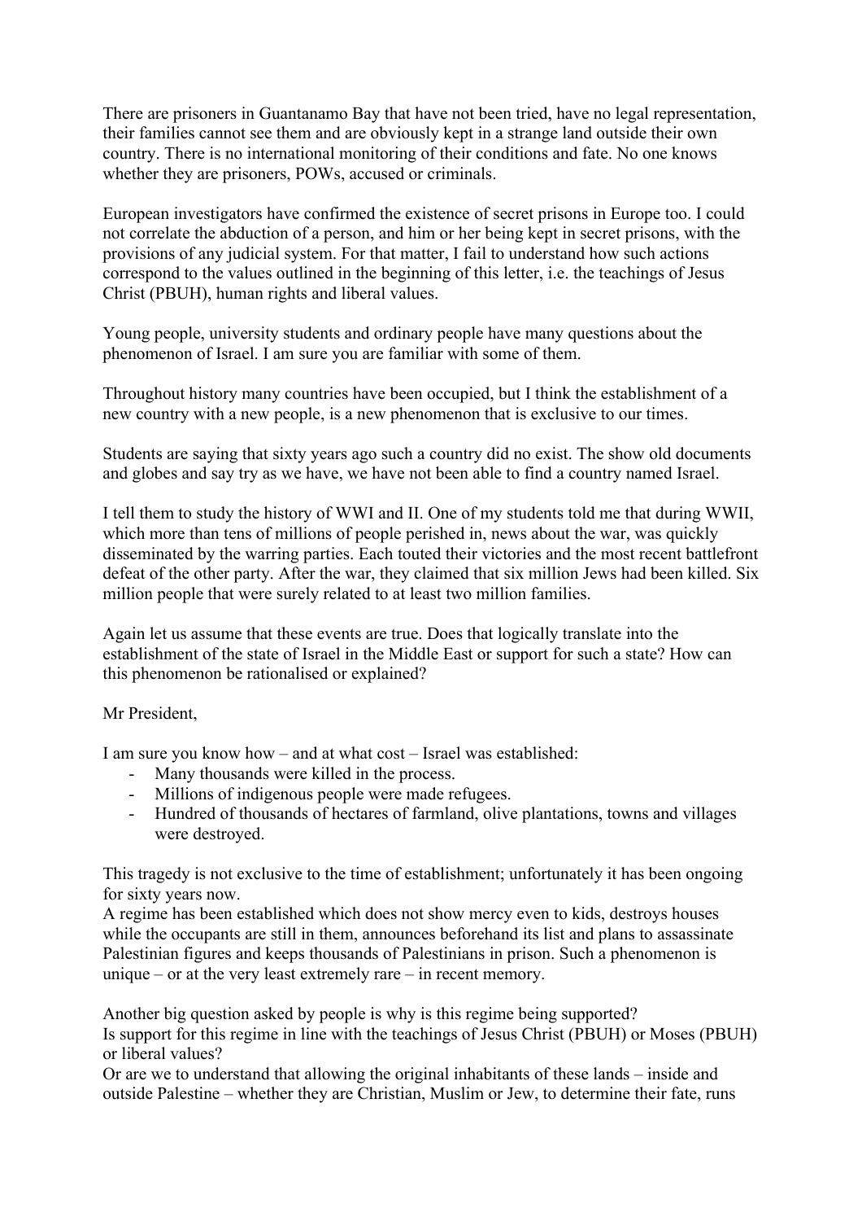There are prisoners in Guantanamo Bay that have not been tried, have no legal representation, their families cannot see them and are obviously kept in a strange land outside their own country. There is no international monitoring of their conditions and fate. No one knows whether they are prisoners, POWs, accused or criminals.

European investigators have confirmed the existence of secret prisons in Europe too. I could not correlate the abduction of a person, and him or her being kept in secret prisons, with the provisions of any judicial system. For that matter, I fail to understand how such actions correspond to the values outlined in the beginning of this letter, i.e. the teachings of Jesus Christ (PBUH), human rights and liberal values.

Young people, university students and ordinary people have many questions about the phenomenon of Israel. I am sure you are familiar with some of them.

Throughout history many countries have been occupied, but I think the establishment of a new country with a new people, is a new phenomenon that is exclusive to our times.

Students are saying that sixty years ago such a country did no exist. The show old documents and globes and say try as we have, we have not been able to find a country named Israel.

I tell them to study the history of WWI and II. One of my students told me that during WWII, which more than tens of millions of people perished in, news about the war, was quickly disseminated by the warring parties. Each touted their victories and the most recent battlefront defeat of the other party. After the war, they claimed that six million Jews had been killed. Six million people that were surely related to at least two million families.

Again let us assume that these events are true. Does that logically translate into the establishment of the state of Israel in the Middle East or support for such a state? How can this phenomenon be rationalised or explained?

Mr President,

I am sure you know how – and at what cost – Israel was established:

- Many thousands were killed in the process.
- Millions of indigenous people were made refugees.
- Hundred of thousands of hectares of farmland, olive plantations, towns and villages were destroyed.

This tragedy is not exclusive to the time of establishment; unfortunately it has been ongoing for sixty years now.
A regime has been established which does not show mercy even to kids, destroys houses while the occupants are still in them, announces beforehand its list and plans to assassinate Palestinian figures and keeps thousands of Palestinians in prison. Such a phenomenon is unique – or at the very least extremely rare – in recent memory.

Another big question asked by people is why is this regime being supported?
Is support for this regime in line with the teachings of Jesus Christ (PBUH) or Moses (PBUH) or liberal values?
Or are we to understand that allowing the original inhabitants of these lands – inside and outside Palestine – whether they are Christian, Muslim or Jew, to determine their fate, runs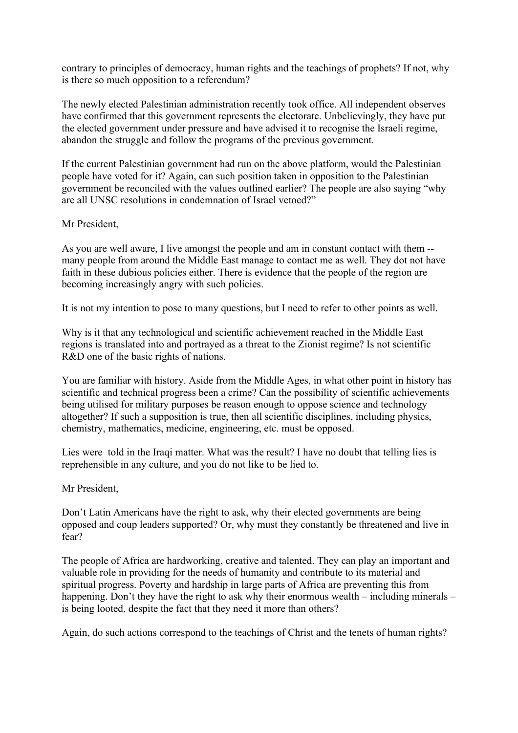contrary to principles of democracy, human rights and the teachings of prophets? If not, why is there so much opposition to a referendum?

The newly elected Palestinian administration recently took office. All independent observes have confirmed that this government represents the electorate. Unbelievingly, they have put the elected government under pressure and have advised it to recognise the Israeli regime, abandon the struggle and follow the programs of the previous government.

If the current Palestinian government had run on the above platform, would the Palestinian people have voted for it? Again, can such position taken in opposition to the Palestinian government be reconciled with the values outlined earlier? The people are also saying "why are all UNSC resolutions in condemnation of Israel vetoed?"

Mr President,

As you are well aware, I live amongst the people and am in constant contact with them -- many people from around the Middle East manage to contact me as well. They dot not have faith in these dubious policies either. There is evidence that the people of the region are becoming increasingly angry with such policies.

It is not my intention to pose to many questions, but I need to refer to other points as well.

Why is it that any technological and scientific achievement reached in the Middle East regions is translated into and portrayed as a threat to the Zionist regime? Is not scientific R&D one of the basic rights of nations.

You are familiar with history. Aside from the Middle Ages, in what other point in history has scientific and technical progress been a crime? Can the possibility of scientific achievements being utilised for military purposes be reason enough to oppose science and technology altogether? If such a supposition is true, then all scientific disciplines, including physics, chemistry, mathematics, medicine, engineering, etc. must be opposed.

Lies were told in the Iraqi matter. What was the result? I have no doubt that telling lies is reprehensible in any culture, and you do not like to be lied to.

Mr President,

Don't Latin Americans have the right to ask, why their elected governments are being opposed and coup leaders supported? Or, why must they constantly be threatened and live in fear?

The people of Africa are hardworking, creative and talented. They can play an important and valuable role in providing for the needs of humanity and contribute to its material and spiritual progress. Poverty and hardship in large parts of Africa are preventing this from happening. Don't they have the right to ask why their enormous wealth – including minerals – is being looted, despite the fact that they need it more than others?

Again, do such actions correspond to the teachings of Christ and the tenets of human rights?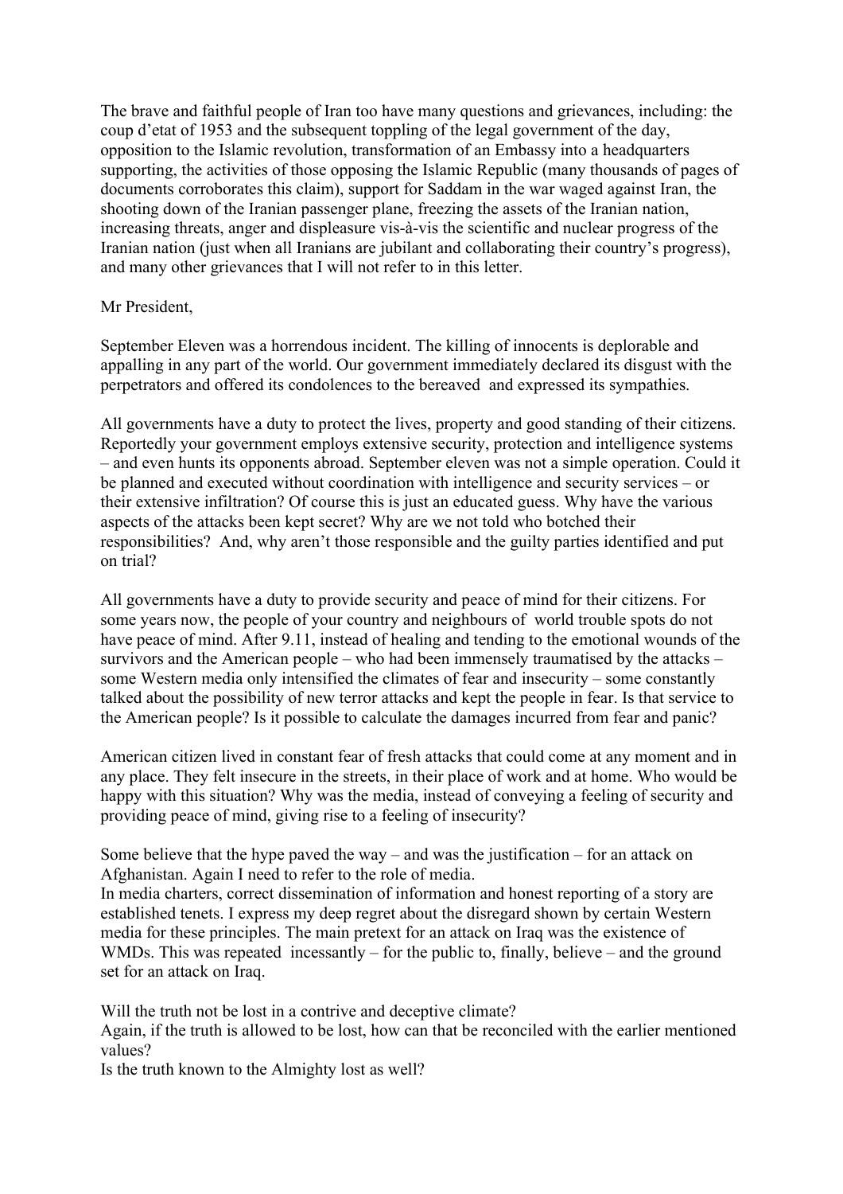The brave and faithful people of Iran too have many questions and grievances, including: the coup d'etat of 1953 and the subsequent toppling of the legal government of the day, opposition to the Islamic revolution, transformation of an Embassy into a headquarters supporting, the activities of those opposing the Islamic Republic (many thousands of pages of documents corroborates this claim), support for Saddam in the war waged against Iran, the shooting down of the Iranian passenger plane, freezing the assets of the Iranian nation, increasing threats, anger and displeasure vis-à-vis the scientific and nuclear progress of the Iranian nation (just when all Iranians are jubilant and collaborating their country's progress), and many other grievances that I will not refer to in this letter.

Mr President,

September Eleven was a horrendous incident. The killing of innocents is deplorable and appalling in any part of the world. Our government immediately declared its disgust with the perpetrators and offered its condolences to the bereaved and expressed its sympathies.

All governments have a duty to protect the lives, property and good standing of their citizens. Reportedly your government employs extensive security, protection and intelligence systems – and even hunts its opponents abroad. September eleven was not a simple operation. Could it be planned and executed without coordination with intelligence and security services – or their extensive infiltration? Of course this is just an educated guess. Why have the various aspects of the attacks been kept secret? Why are we not told who botched their responsibilities? And, why aren't those responsible and the guilty parties identified and put on trial?

All governments have a duty to provide security and peace of mind for their citizens. For some years now, the people of your country and neighbours of world trouble spots do not have peace of mind. After 9.11, instead of healing and tending to the emotional wounds of the survivors and the American people – who had been immensely traumatised by the attacks – some Western media only intensified the climates of fear and insecurity – some constantly talked about the possibility of new terror attacks and kept the people in fear. Is that service to the American people? Is it possible to calculate the damages incurred from fear and panic?

American citizen lived in constant fear of fresh attacks that could come at any moment and in any place. They felt insecure in the streets, in their place of work and at home. Who would be happy with this situation? Why was the media, instead of conveying a feeling of security and providing peace of mind, giving rise to a feeling of insecurity?

Some believe that the hype paved the way – and was the justification – for an attack on Afghanistan. Again I need to refer to the role of media.
In media charters, correct dissemination of information and honest reporting of a story are established tenets. I express my deep regret about the disregard shown by certain Western media for these principles. The main pretext for an attack on Iraq was the existence of WMDs. This was repeated incessantly – for the public to, finally, believe – and the ground set for an attack on Iraq.

Will the truth not be lost in a contrive and deceptive climate?
Again, if the truth is allowed to be lost, how can that be reconciled with the earlier mentioned values?
Is the truth known to the Almighty lost as well?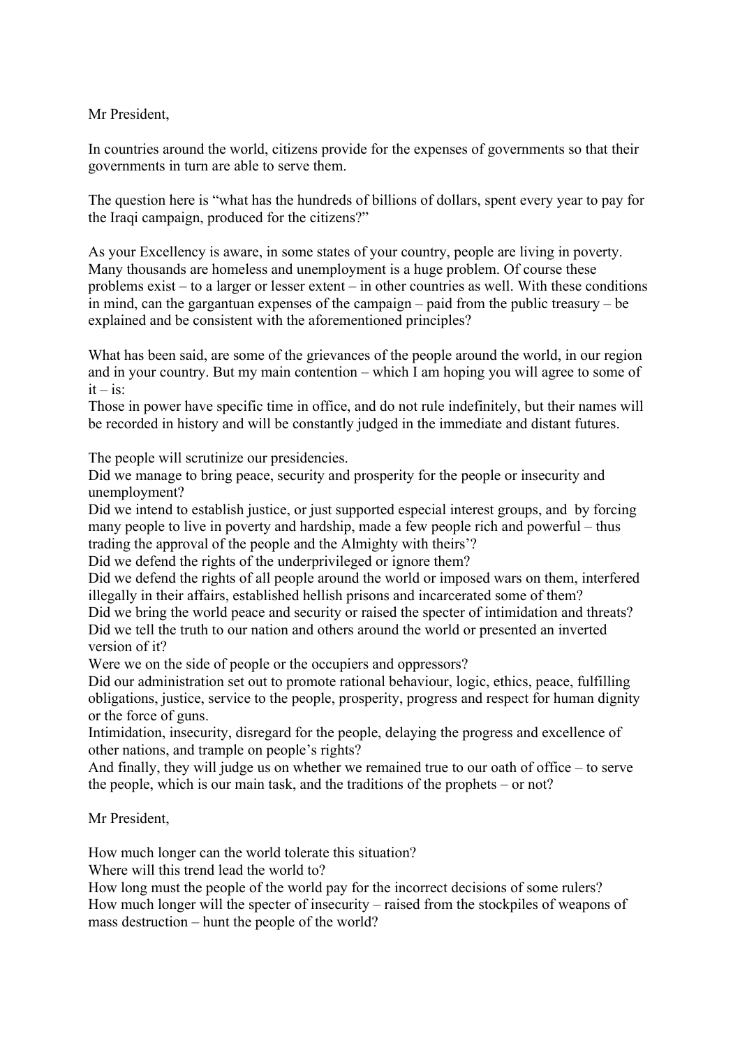Mr President,

In countries around the world, citizens provide for the expenses of governments so that their governments in turn are able to serve them.

The question here is "what has the hundreds of billions of dollars, spent every year to pay for the Iraqi campaign, produced for the citizens?"

As your Excellency is aware, in some states of your country, people are living in poverty. Many thousands are homeless and unemployment is a huge problem. Of course these problems exist – to a larger or lesser extent – in other countries as well. With these conditions in mind, can the gargantuan expenses of the campaign – paid from the public treasury – be explained and be consistent with the aforementioned principles?

What has been said, are some of the grievances of the people around the world, in our region and in your country. But my main contention – which I am hoping you will agree to some of it – is:
Those in power have specific time in office, and do not rule indefinitely, but their names will be recorded in history and will be constantly judged in the immediate and distant futures.

The people will scrutinize our presidencies.
Did we manage to bring peace, security and prosperity for the people or insecurity and unemployment?
Did we intend to establish justice, or just supported especial interest groups, and by forcing many people to live in poverty and hardship, made a few people rich and powerful – thus trading the approval of the people and the Almighty with theirs'?
Did we defend the rights of the underprivileged or ignore them?
Did we defend the rights of all people around the world or imposed wars on them, interfered illegally in their affairs, established hellish prisons and incarcerated some of them?
Did we bring the world peace and security or raised the specter of intimidation and threats?
Did we tell the truth to our nation and others around the world or presented an inverted version of it?
Were we on the side of people or the occupiers and oppressors?
Did our administration set out to promote rational behaviour, logic, ethics, peace, fulfilling obligations, justice, service to the people, prosperity, progress and respect for human dignity or the force of guns.
Intimidation, insecurity, disregard for the people, delaying the progress and excellence of other nations, and trample on people's rights?
And finally, they will judge us on whether we remained true to our oath of office – to serve the people, which is our main task, and the traditions of the prophets – or not?

Mr President,

How much longer can the world tolerate this situation?
Where will this trend lead the world to?
How long must the people of the world pay for the incorrect decisions of some rulers?
How much longer will the specter of insecurity – raised from the stockpiles of weapons of mass destruction – hunt the people of the world?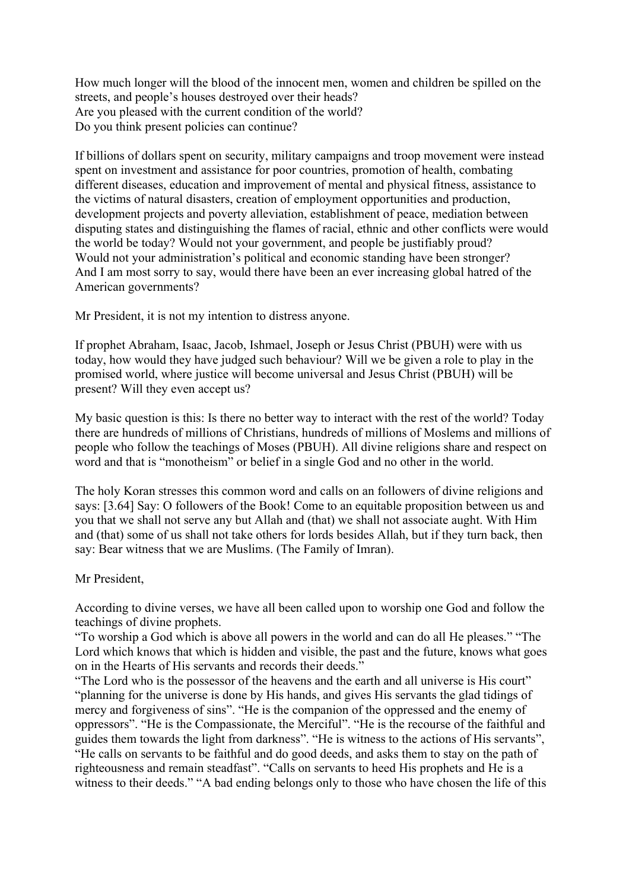How much longer will the blood of the innocent men, women and children be spilled on the streets, and people's houses destroyed over their heads?
Are you pleased with the current condition of the world?
Do you think present policies can continue?

If billions of dollars spent on security, military campaigns and troop movement were instead spent on investment and assistance for poor countries, promotion of health, combating different diseases, education and improvement of mental and physical fitness, assistance to the victims of natural disasters, creation of employment opportunities and production, development projects and poverty alleviation, establishment of peace, mediation between disputing states and distinguishing the flames of racial, ethnic and other conflicts were would the world be today? Would not your government, and people be justifiably proud?
Would not your administration's political and economic standing have been stronger?
And I am most sorry to say, would there have been an ever increasing global hatred of the American governments?

Mr President, it is not my intention to distress anyone.

If prophet Abraham, Isaac, Jacob, Ishmael, Joseph or Jesus Christ (PBUH) were with us today, how would they have judged such behaviour? Will we be given a role to play in the promised world, where justice will become universal and Jesus Christ (PBUH) will be present? Will they even accept us?

My basic question is this: Is there no better way to interact with the rest of the world? Today there are hundreds of millions of Christians, hundreds of millions of Moslems and millions of people who follow the teachings of Moses (PBUH). All divine religions share and respect on word and that is "monotheism" or belief in a single God and no other in the world.

The holy Koran stresses this common word and calls on an followers of divine religions and says: [3.64] Say: O followers of the Book! Come to an equitable proposition between us and you that we shall not serve any but Allah and (that) we shall not associate aught. With Him and (that) some of us shall not take others for lords besides Allah, but if they turn back, then say: Bear witness that we are Muslims. (The Family of Imran).

Mr President,

According to divine verses, we have all been called upon to worship one God and follow the teachings of divine prophets.
"To worship a God which is above all powers in the world and can do all He pleases." "The Lord which knows that which is hidden and visible, the past and the future, knows what goes on in the Hearts of His servants and records their deeds."
"The Lord who is the possessor of the heavens and the earth and all universe is His court" "planning for the universe is done by His hands, and gives His servants the glad tidings of mercy and forgiveness of sins". "He is the companion of the oppressed and the enemy of oppressors". "He is the Compassionate, the Merciful". "He is the recourse of the faithful and guides them towards the light from darkness". "He is witness to the actions of His servants", "He calls on servants to be faithful and do good deeds, and asks them to stay on the path of righteousness and remain steadfast". "Calls on servants to heed His prophets and He is a witness to their deeds." "A bad ending belongs only to those who have chosen the life of this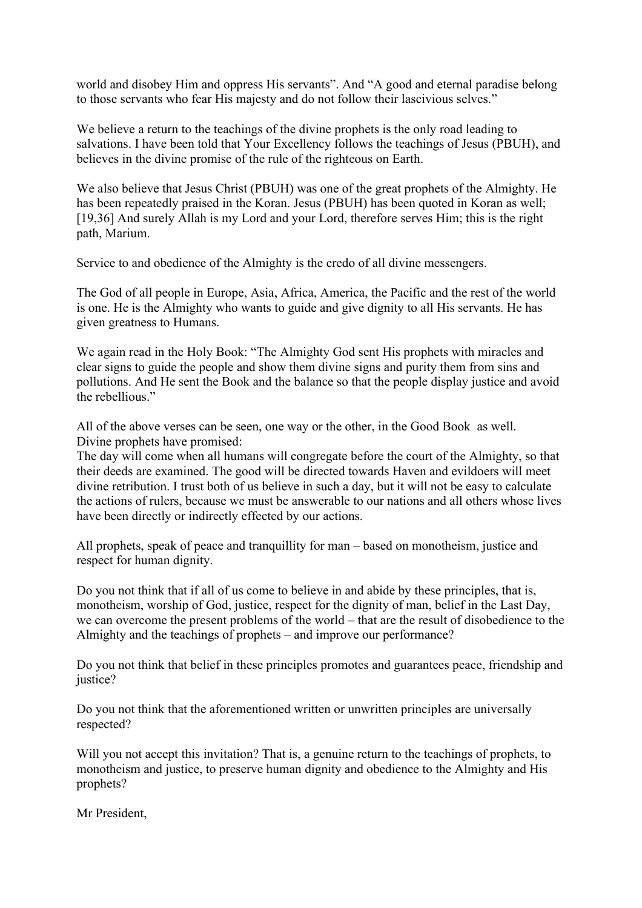world and disobey Him and oppress His servants". And "A good and eternal paradise belong to those servants who fear His majesty and do not follow their lascivious selves."

We believe a return to the teachings of the divine prophets is the only road leading to salvations. I have been told that Your Excellency follows the teachings of Jesus (PBUH), and believes in the divine promise of the rule of the righteous on Earth.

We also believe that Jesus Christ (PBUH) was one of the great prophets of the Almighty. He has been repeatedly praised in the Koran. Jesus (PBUH) has been quoted in Koran as well; [19,36] And surely Allah is my Lord and your Lord, therefore serves Him; this is the right path, Marium.

Service to and obedience of the Almighty is the credo of all divine messengers.

The God of all people in Europe, Asia, Africa, America, the Pacific and the rest of the world is one. He is the Almighty who wants to guide and give dignity to all His servants. He has given greatness to Humans.

We again read in the Holy Book: "The Almighty God sent His prophets with miracles and clear signs to guide the people and show them divine signs and purity them from sins and pollutions. And He sent the Book and the balance so that the people display justice and avoid the rebellious."

All of the above verses can be seen, one way or the other, in the Good Book as well.
Divine prophets have promised:
The day will come when all humans will congregate before the court of the Almighty, so that their deeds are examined. The good will be directed towards Haven and evildoers will meet divine retribution. I trust both of us believe in such a day, but it will not be easy to calculate the actions of rulers, because we must be answerable to our nations and all others whose lives have been directly or indirectly effected by our actions.

All prophets, speak of peace and tranquillity for man – based on monotheism, justice and respect for human dignity.

Do you not think that if all of us come to believe in and abide by these principles, that is, monotheism, worship of God, justice, respect for the dignity of man, belief in the Last Day, we can overcome the present problems of the world – that are the result of disobedience to the Almighty and the teachings of prophets – and improve our performance?

Do you not think that belief in these principles promotes and guarantees peace, friendship and justice?

Do you not think that the aforementioned written or unwritten principles are universally respected?

Will you not accept this invitation? That is, a genuine return to the teachings of prophets, to monotheism and justice, to preserve human dignity and obedience to the Almighty and His prophets?

Mr President,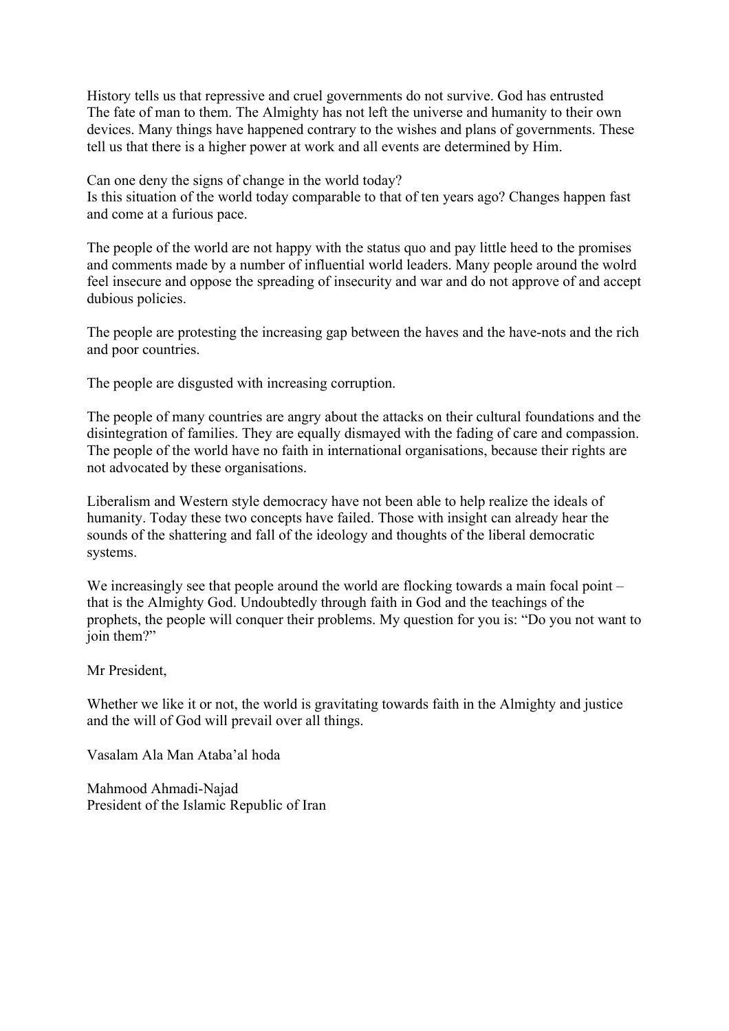History tells us that repressive and cruel governments do not survive. God has entrusted The fate of man to them. The Almighty has not left the universe and humanity to their own devices. Many things have happened contrary to the wishes and plans of governments. These tell us that there is a higher power at work and all events are determined by Him.

Can one deny the signs of change in the world today?
Is this situation of the world today comparable to that of ten years ago? Changes happen fast and come at a furious pace.

The people of the world are not happy with the status quo and pay little heed to the promises and comments made by a number of influential world leaders. Many people around the wolrd feel insecure and oppose the spreading of insecurity and war and do not approve of and accept dubious policies.

The people are protesting the increasing gap between the haves and the have-nots and the rich and poor countries.

The people are disgusted with increasing corruption.

The people of many countries are angry about the attacks on their cultural foundations and the disintegration of families. They are equally dismayed with the fading of care and compassion. The people of the world have no faith in international organisations, because their rights are not advocated by these organisations.

Liberalism and Western style democracy have not been able to help realize the ideals of humanity. Today these two concepts have failed. Those with insight can already hear the sounds of the shattering and fall of the ideology and thoughts of the liberal democratic systems.

We increasingly see that people around the world are flocking towards a main focal point – that is the Almighty God. Undoubtedly through faith in God and the teachings of the prophets, the people will conquer their problems. My question for you is: "Do you not want to join them?"

Mr President,

Whether we like it or not, the world is gravitating towards faith in the Almighty and justice and the will of God will prevail over all things.

Vasalam Ala Man Ataba'al hoda

Mahmood Ahmadi-Najad
President of the Islamic Republic of Iran